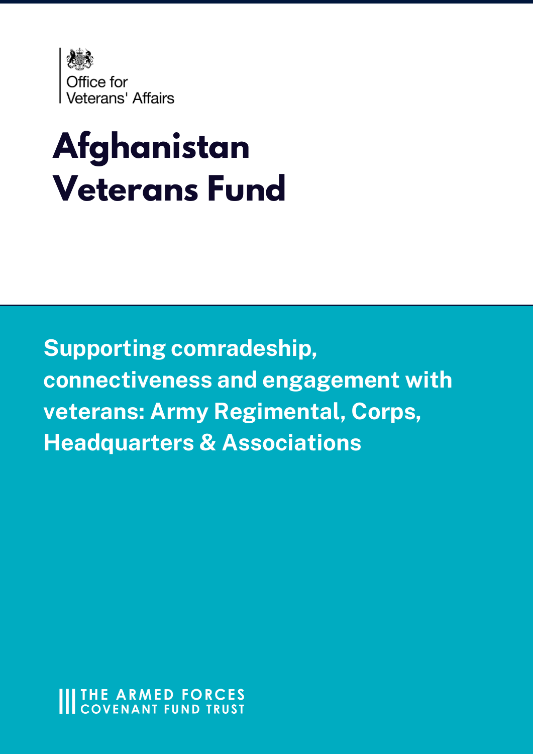Office for Veterans' Affairs

# Afghanistan Veterans Fund

## Supporting comradeship, connectiveness and engagement with veterans: Army Regimental, Corps, Headquarters & Associations

THE ARMED FORCES COVENANT FUND TRUST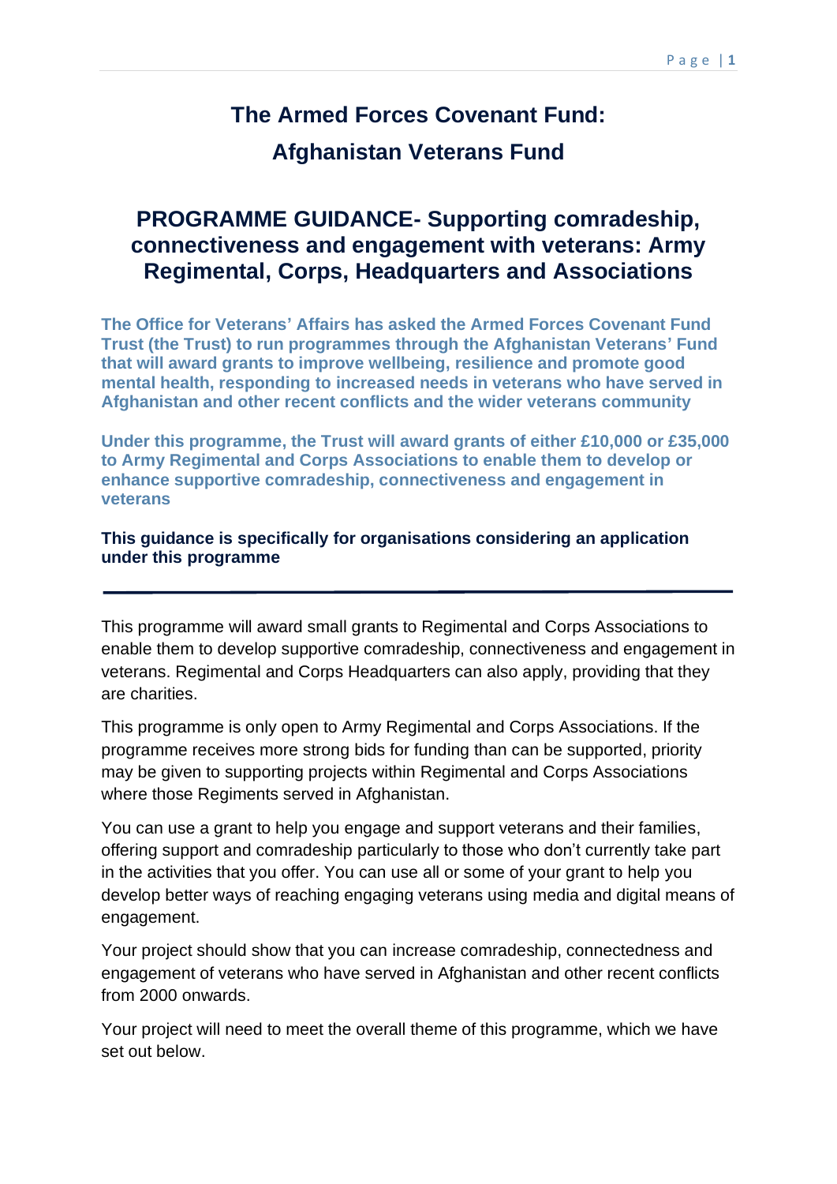# The Armed Forces Covenant Fund:

# Afghanistan Veterans Fund

## PROGRAMME GUIDANCE- Supporting comradeship, connectiveness and engagement with veterans: Army Regimental, Corps, Headquarters and Associations

**The Office for Veterans' Affairs has asked the Armed Forces Covenant Fund Trust (the Trust) to run programmes through the Afghanistan Veterans' Fund that will award grants to improve wellbeing, resilience and promote good mental health, responding to increased needs in veterans who have served in Afghanistan and other recent conflicts and the wider veterans community**

**Under this programme, the Trust will award grants of either £10,000 or £35,000 to Army Regimental and Corps Associations to enable them to develop or enhance supportive comradeship, connectiveness and engagement in veterans**

**This guidance is specifically for organisations considering an application under this programme**

---

This programme will award small grants to Regimental and Corps Associations to enable them to develop supportive comradeship, connectiveness and engagement in veterans. Regimental and Corps Headquarters can also apply, providing that they are charities.

This programme is only open to Army Regimental and Corps Associations. If the programme receives more strong bids for funding than can be supported, priority may be given to supporting projects within Regimental and Corps Associations where those Regiments served in Afghanistan.

You can use a grant to help you engage and support veterans and their families, offering support and comradeship particularly to those who don't currently take part in the activities that you offer. You can use all or some of your grant to help you develop better ways of reaching engaging veterans using media and digital means of engagement.

Your project should show that you can increase comradeship, connectedness and engagement of veterans who have served in Afghanistan and other recent conflicts from 2000 onwards.

Your project will need to meet the overall theme of this programme, which we have set out below.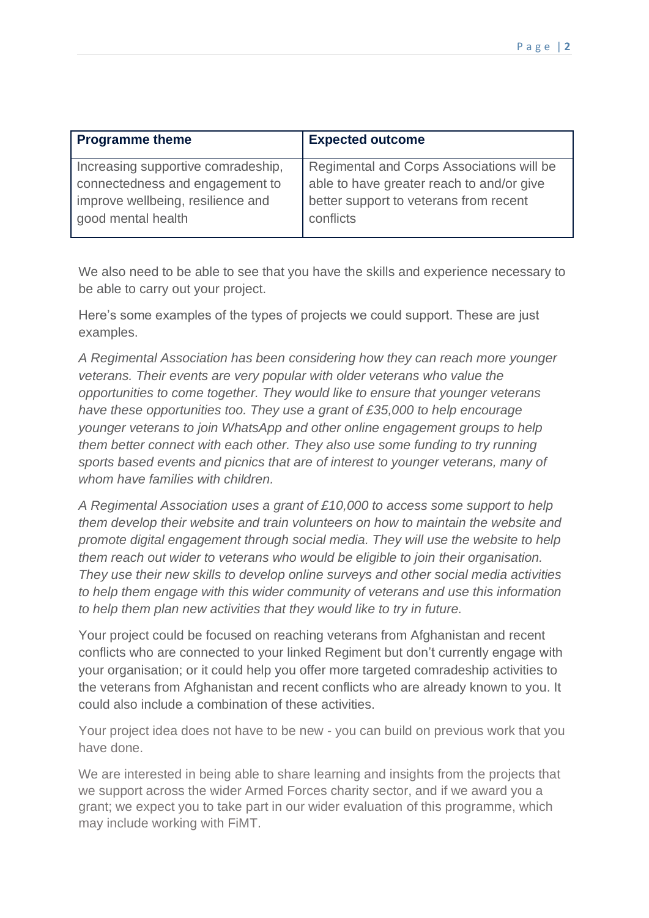| Programme theme | Expected outcome |
|---|---|
| Increasing supportive comradeship, connectedness and engagement to improve wellbeing, resilience and good mental health | Regimental and Corps Associations will be able to have greater reach to and/or give better support to veterans from recent conflicts |

We also need to be able to see that you have the skills and experience necessary to be able to carry out your project.

Here's some examples of the types of projects we could support. These are just examples.

*A Regimental Association has been considering how they can reach more younger veterans. Their events are very popular with older veterans who value the opportunities to come together. They would like to ensure that younger veterans have these opportunities too. They use a grant of £35,000 to help encourage younger veterans to join WhatsApp and other online engagement groups to help them better connect with each other. They also use some funding to try running sports based events and picnics that are of interest to younger veterans, many of whom have families with children.*

*A Regimental Association uses a grant of £10,000 to access some support to help them develop their website and train volunteers on how to maintain the website and promote digital engagement through social media. They will use the website to help them reach out wider to veterans who would be eligible to join their organisation. They use their new skills to develop online surveys and other social media activities to help them engage with this wider community of veterans and use this information to help them plan new activities that they would like to try in future.*

Your project could be focused on reaching veterans from Afghanistan and recent conflicts who are connected to your linked Regiment but don't currently engage with your organisation; or it could help you offer more targeted comradeship activities to the veterans from Afghanistan and recent conflicts who are already known to you. It could also include a combination of these activities.

Your project idea does not have to be new - you can build on previous work that you have done.

We are interested in being able to share learning and insights from the projects that we support across the wider Armed Forces charity sector, and if we award you a grant; we expect you to take part in our wider evaluation of this programme, which may include working with FiMT.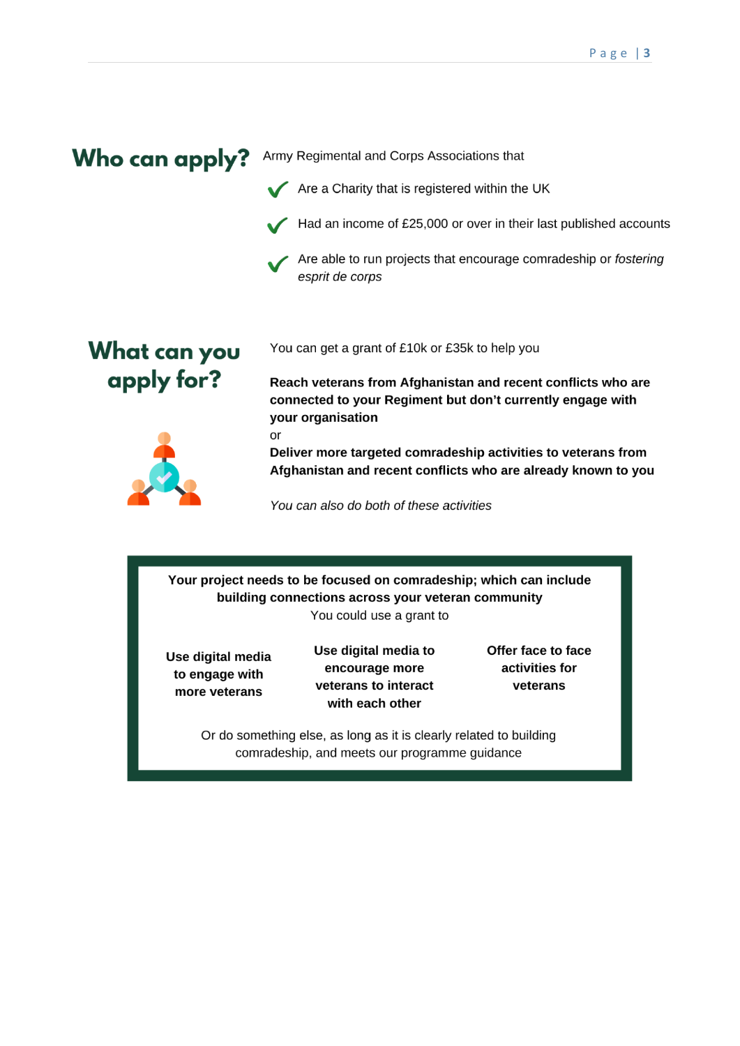## Who can apply?

Army Regimental and Corps Associations that

- Are a Charity that is registered within the UK
- Had an income of £25,000 or over in their last published accounts
- Are able to run projects that encourage comradeship or *fostering esprit de corps*

## What can you apply for?

You can get a grant of £10k or £35k to help you

**Reach veterans from Afghanistan and recent conflicts who are connected to your Regiment but don't currently engage with your organisation**

or

**Deliver more targeted comradeship activities to veterans from Afghanistan and recent conflicts who are already known to you**

*You can also do both of these activities*

**Your project needs to be focused on comradeship; which can include building connections across your veteran community**

You could use a grant to

- **Use digital media to engage with more veterans**
- **Use digital media to encourage more veterans to interact with each other**
- **Offer face to face activities for veterans**

Or do something else, as long as it is clearly related to building comradeship, and meets our programme guidance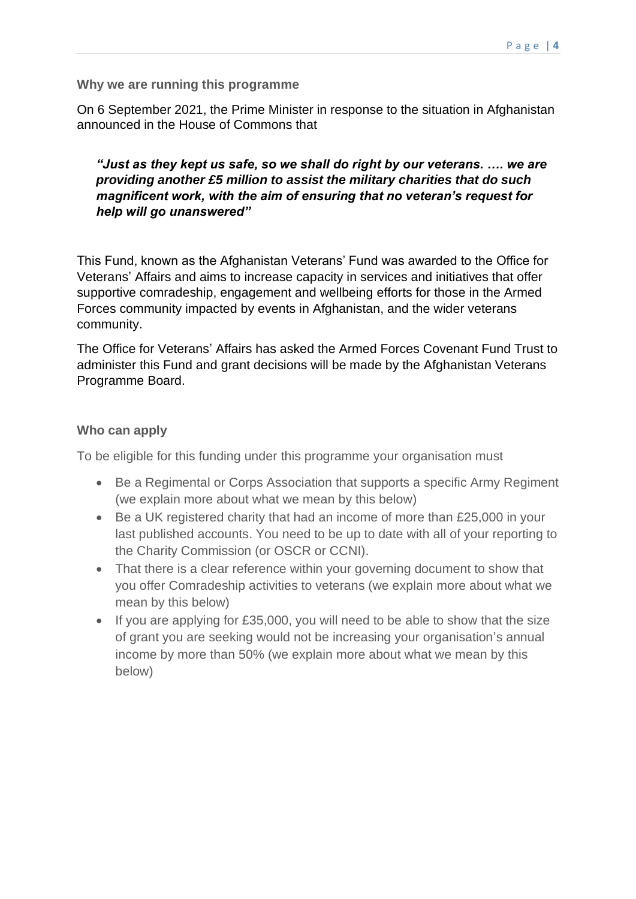### Why we are running this programme

On 6 September 2021, the Prime Minister in response to the situation in Afghanistan announced in the House of Commons that

> ***"Just as they kept us safe, so we shall do right by our veterans. …. we are providing another £5 million to assist the military charities that do such magnificent work, with the aim of ensuring that no veteran's request for help will go unanswered"***

This Fund, known as the Afghanistan Veterans' Fund was awarded to the Office for Veterans' Affairs and aims to increase capacity in services and initiatives that offer supportive comradeship, engagement and wellbeing efforts for those in the Armed Forces community impacted by events in Afghanistan, and the wider veterans community.

The Office for Veterans' Affairs has asked the Armed Forces Covenant Fund Trust to administer this Fund and grant decisions will be made by the Afghanistan Veterans Programme Board.

### Who can apply

To be eligible for this funding under this programme your organisation must

- Be a Regimental or Corps Association that supports a specific Army Regiment (we explain more about what we mean by this below)
- Be a UK registered charity that had an income of more than £25,000 in your last published accounts. You need to be up to date with all of your reporting to the Charity Commission (or OSCR or CCNI).
- That there is a clear reference within your governing document to show that you offer Comradeship activities to veterans (we explain more about what we mean by this below)
- If you are applying for £35,000, you will need to be able to show that the size of grant you are seeking would not be increasing your organisation's annual income by more than 50% (we explain more about what we mean by this below)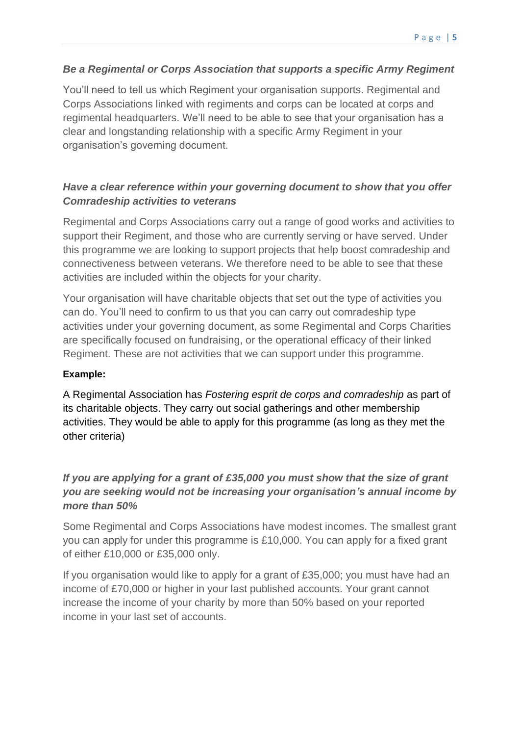### *Be a Regimental or Corps Association that supports a specific Army Regiment*

You'll need to tell us which Regiment your organisation supports. Regimental and Corps Associations linked with regiments and corps can be located at corps and regimental headquarters. We'll need to be able to see that your organisation has a clear and longstanding relationship with a specific Army Regiment in your organisation's governing document.

### *Have a clear reference within your governing document to show that you offer Comradeship activities to veterans*

Regimental and Corps Associations carry out a range of good works and activities to support their Regiment, and those who are currently serving or have served. Under this programme we are looking to support projects that help boost comradeship and connectiveness between veterans. We therefore need to be able to see that these activities are included within the objects for your charity.

Your organisation will have charitable objects that set out the type of activities you can do. You'll need to confirm to us that you can carry out comradeship type activities under your governing document, as some Regimental and Corps Charities are specifically focused on fundraising, or the operational efficacy of their linked Regiment. These are not activities that we can support under this programme.

**Example:**

A Regimental Association has *Fostering esprit de corps and comradeship* as part of its charitable objects. They carry out social gatherings and other membership activities. They would be able to apply for this programme (as long as they met the other criteria)

### *If you are applying for a grant of £35,000 you must show that the size of grant you are seeking would not be increasing your organisation's annual income by more than 50%*

Some Regimental and Corps Associations have modest incomes. The smallest grant you can apply for under this programme is £10,000. You can apply for a fixed grant of either £10,000 or £35,000 only.

If you organisation would like to apply for a grant of £35,000; you must have had an income of £70,000 or higher in your last published accounts. Your grant cannot increase the income of your charity by more than 50% based on your reported income in your last set of accounts.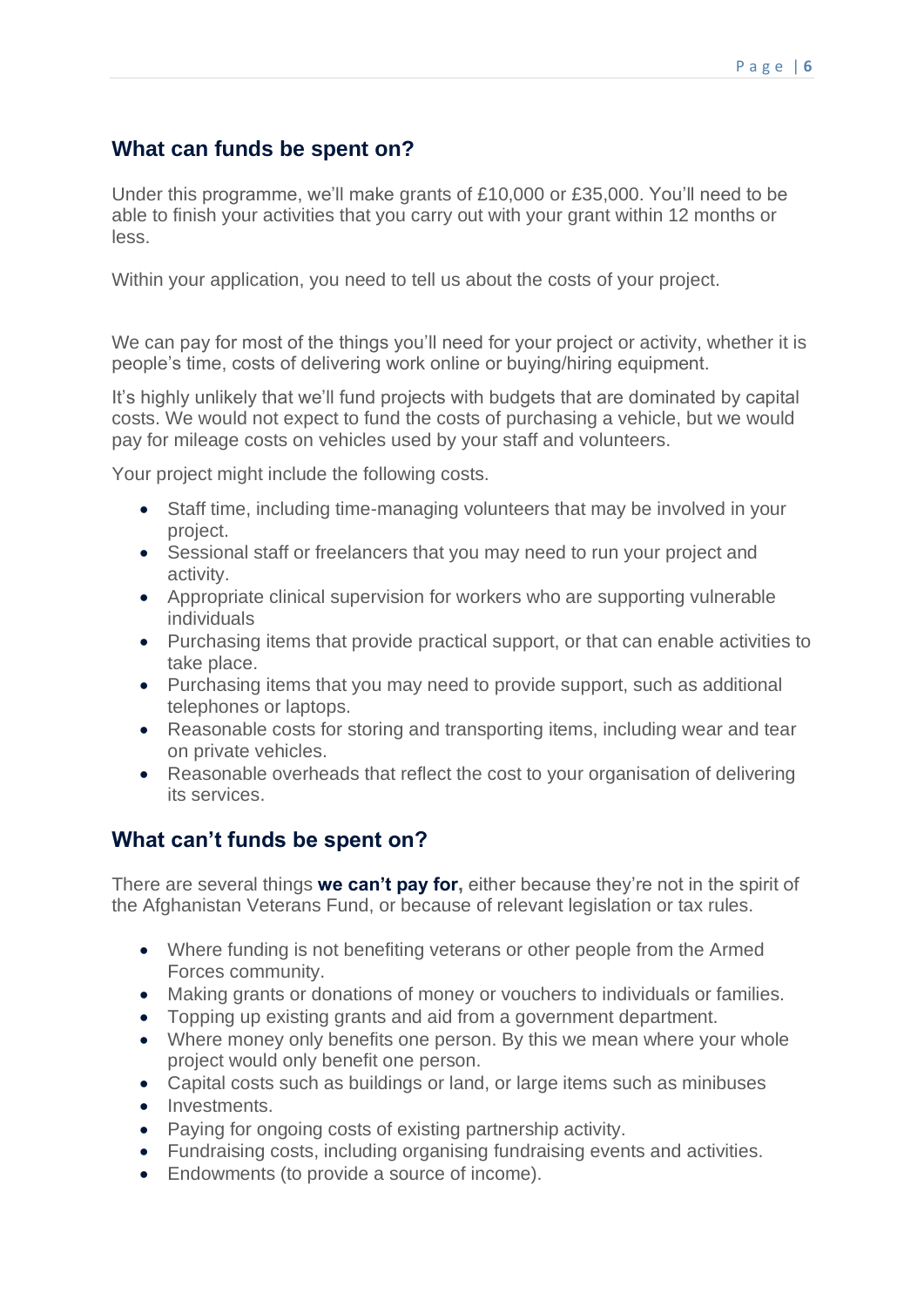## What can funds be spent on?

Under this programme, we'll make grants of £10,000 or £35,000. You'll need to be able to finish your activities that you carry out with your grant within 12 months or less.

Within your application, you need to tell us about the costs of your project.

We can pay for most of the things you'll need for your project or activity, whether it is people's time, costs of delivering work online or buying/hiring equipment.

It's highly unlikely that we'll fund projects with budgets that are dominated by capital costs. We would not expect to fund the costs of purchasing a vehicle, but we would pay for mileage costs on vehicles used by your staff and volunteers.

Your project might include the following costs.

- Staff time, including time-managing volunteers that may be involved in your project.
- Sessional staff or freelancers that you may need to run your project and activity.
- Appropriate clinical supervision for workers who are supporting vulnerable individuals
- Purchasing items that provide practical support, or that can enable activities to take place.
- Purchasing items that you may need to provide support, such as additional telephones or laptops.
- Reasonable costs for storing and transporting items, including wear and tear on private vehicles.
- Reasonable overheads that reflect the cost to your organisation of delivering its services.

## What can't funds be spent on?

There are several things **we can't pay for,** either because they're not in the spirit of the Afghanistan Veterans Fund, or because of relevant legislation or tax rules.

- Where funding is not benefiting veterans or other people from the Armed Forces community.
- Making grants or donations of money or vouchers to individuals or families.
- Topping up existing grants and aid from a government department.
- Where money only benefits one person. By this we mean where your whole project would only benefit one person.
- Capital costs such as buildings or land, or large items such as minibuses
- Investments.
- Paying for ongoing costs of existing partnership activity.
- Fundraising costs, including organising fundraising events and activities.
- Endowments (to provide a source of income).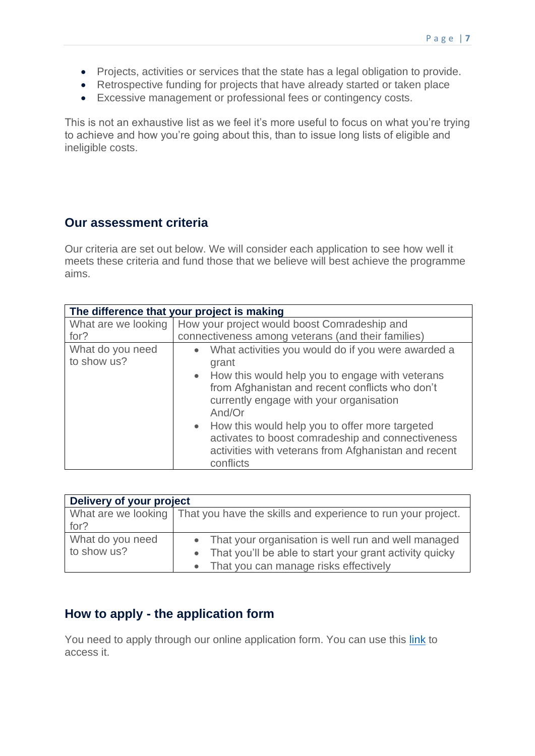- Projects, activities or services that the state has a legal obligation to provide.
- Retrospective funding for projects that have already started or taken place
- Excessive management or professional fees or contingency costs.

This is not an exhaustive list as we feel it's more useful to focus on what you're trying to achieve and how you're going about this, than to issue long lists of eligible and ineligible costs.

## Our assessment criteria

Our criteria are set out below. We will consider each application to see how well it meets these criteria and fund those that we believe will best achieve the programme aims.

| **The difference that your project is making** | |
|---|---|
| What are we looking for? | How your project would boost Comradeship and connectiveness among veterans (and their families) |
| What do you need to show us? | • What activities you would do if you were awarded a grant<br>• How this would help you to engage with veterans from Afghanistan and recent conflicts who don't currently engage with your organisation<br>And/Or<br>• How this would help you to offer more targeted activates to boost comradeship and connectiveness activities with veterans from Afghanistan and recent conflicts |

| **Delivery of your project** | |
|---|---|
| What are we looking for? | That you have the skills and experience to run your project. |
| What do you need to show us? | • That your organisation is well run and well managed<br>• That you'll be able to start your grant activity quicky<br>• That you can manage risks effectively |

## How to apply - the application form

You need to apply through our online application form. You can use this link to access it.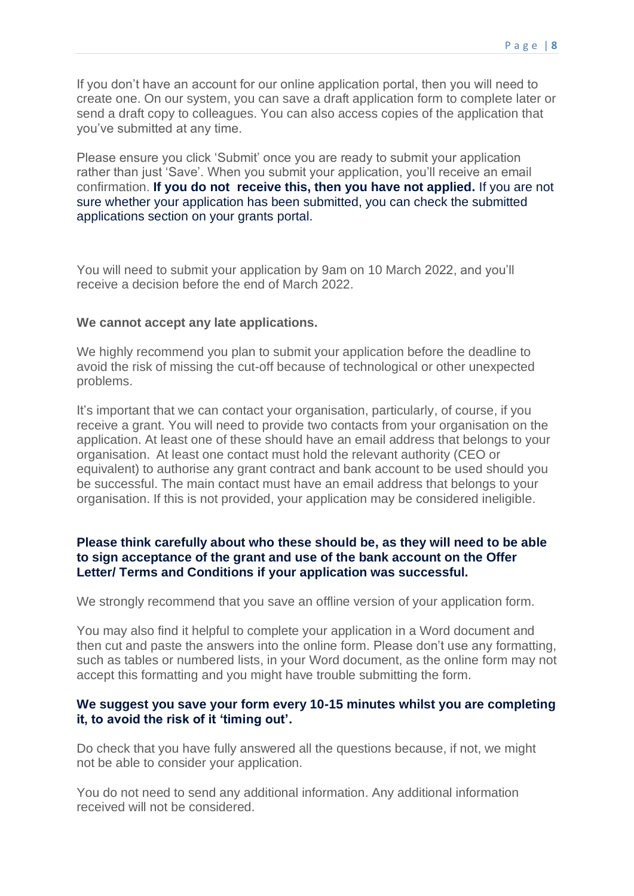If you don't have an account for our online application portal, then you will need to create one. On our system, you can save a draft application form to complete later or send a draft copy to colleagues. You can also access copies of the application that you've submitted at any time.

Please ensure you click 'Submit' once you are ready to submit your application rather than just 'Save'. When you submit your application, you'll receive an email confirmation. **If you do not receive this, then you have not applied.** If you are not sure whether your application has been submitted, you can check the submitted applications section on your grants portal.

You will need to submit your application by 9am on 10 March 2022, and you'll receive a decision before the end of March 2022.

**We cannot accept any late applications.**

We highly recommend you plan to submit your application before the deadline to avoid the risk of missing the cut-off because of technological or other unexpected problems.

It's important that we can contact your organisation, particularly, of course, if you receive a grant. You will need to provide two contacts from your organisation on the application. At least one of these should have an email address that belongs to your organisation. At least one contact must hold the relevant authority (CEO or equivalent) to authorise any grant contract and bank account to be used should you be successful. The main contact must have an email address that belongs to your organisation. If this is not provided, your application may be considered ineligible.

**Please think carefully about who these should be, as they will need to be able to sign acceptance of the grant and use of the bank account on the Offer Letter/ Terms and Conditions if your application was successful.**

We strongly recommend that you save an offline version of your application form.

You may also find it helpful to complete your application in a Word document and then cut and paste the answers into the online form. Please don't use any formatting, such as tables or numbered lists, in your Word document, as the online form may not accept this formatting and you might have trouble submitting the form.

**We suggest you save your form every 10-15 minutes whilst you are completing it, to avoid the risk of it 'timing out'.**

Do check that you have fully answered all the questions because, if not, we might not be able to consider your application.

You do not need to send any additional information. Any additional information received will not be considered.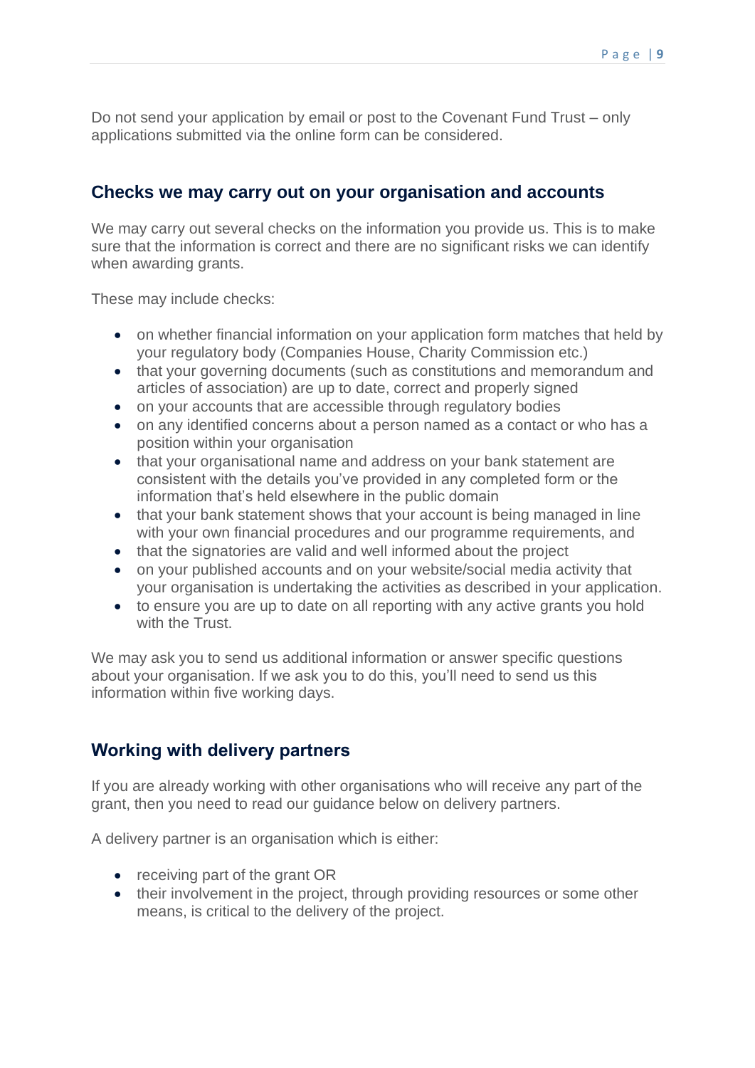Do not send your application by email or post to the Covenant Fund Trust – only applications submitted via the online form can be considered.

## Checks we may carry out on your organisation and accounts

We may carry out several checks on the information you provide us. This is to make sure that the information is correct and there are no significant risks we can identify when awarding grants.

These may include checks:

- on whether financial information on your application form matches that held by your regulatory body (Companies House, Charity Commission etc.)
- that your governing documents (such as constitutions and memorandum and articles of association) are up to date, correct and properly signed
- on your accounts that are accessible through regulatory bodies
- on any identified concerns about a person named as a contact or who has a position within your organisation
- that your organisational name and address on your bank statement are consistent with the details you've provided in any completed form or the information that's held elsewhere in the public domain
- that your bank statement shows that your account is being managed in line with your own financial procedures and our programme requirements, and
- that the signatories are valid and well informed about the project
- on your published accounts and on your website/social media activity that your organisation is undertaking the activities as described in your application.
- to ensure you are up to date on all reporting with any active grants you hold with the Trust.

We may ask you to send us additional information or answer specific questions about your organisation. If we ask you to do this, you'll need to send us this information within five working days.

## Working with delivery partners

If you are already working with other organisations who will receive any part of the grant, then you need to read our guidance below on delivery partners.

A delivery partner is an organisation which is either:

- receiving part of the grant OR
- their involvement in the project, through providing resources or some other means, is critical to the delivery of the project.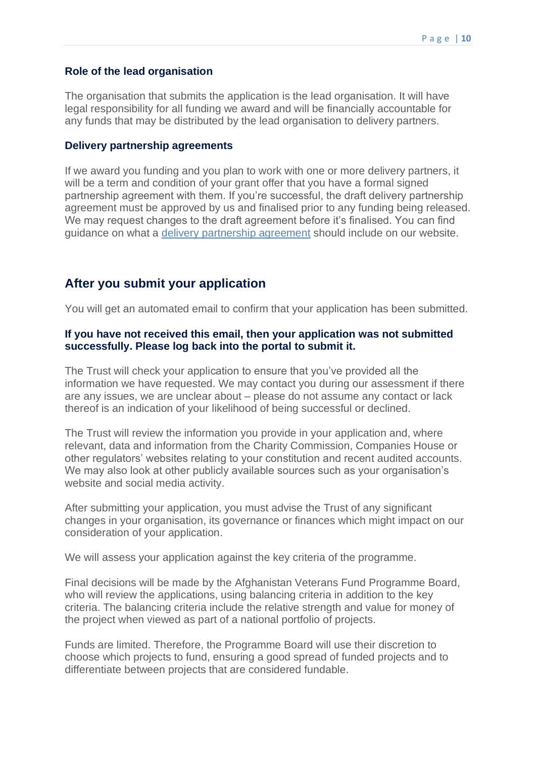### Role of the lead organisation

The organisation that submits the application is the lead organisation. It will have legal responsibility for all funding we award and will be financially accountable for any funds that may be distributed by the lead organisation to delivery partners.

### Delivery partnership agreements

If we award you funding and you plan to work with one or more delivery partners, it will be a term and condition of your grant offer that you have a formal signed partnership agreement with them. If you're successful, the draft delivery partnership agreement must be approved by us and finalised prior to any funding being released. We may request changes to the draft agreement before it's finalised. You can find guidance on what a delivery partnership agreement should include on our website.

## After you submit your application

You will get an automated email to confirm that your application has been submitted.

**If you have not received this email, then your application was not submitted successfully. Please log back into the portal to submit it.**

The Trust will check your application to ensure that you've provided all the information we have requested. We may contact you during our assessment if there are any issues, we are unclear about – please do not assume any contact or lack thereof is an indication of your likelihood of being successful or declined.

The Trust will review the information you provide in your application and, where relevant, data and information from the Charity Commission, Companies House or other regulators' websites relating to your constitution and recent audited accounts. We may also look at other publicly available sources such as your organisation's website and social media activity.

After submitting your application, you must advise the Trust of any significant changes in your organisation, its governance or finances which might impact on our consideration of your application.

We will assess your application against the key criteria of the programme.

Final decisions will be made by the Afghanistan Veterans Fund Programme Board, who will review the applications, using balancing criteria in addition to the key criteria. The balancing criteria include the relative strength and value for money of the project when viewed as part of a national portfolio of projects.

Funds are limited. Therefore, the Programme Board will use their discretion to choose which projects to fund, ensuring a good spread of funded projects and to differentiate between projects that are considered fundable.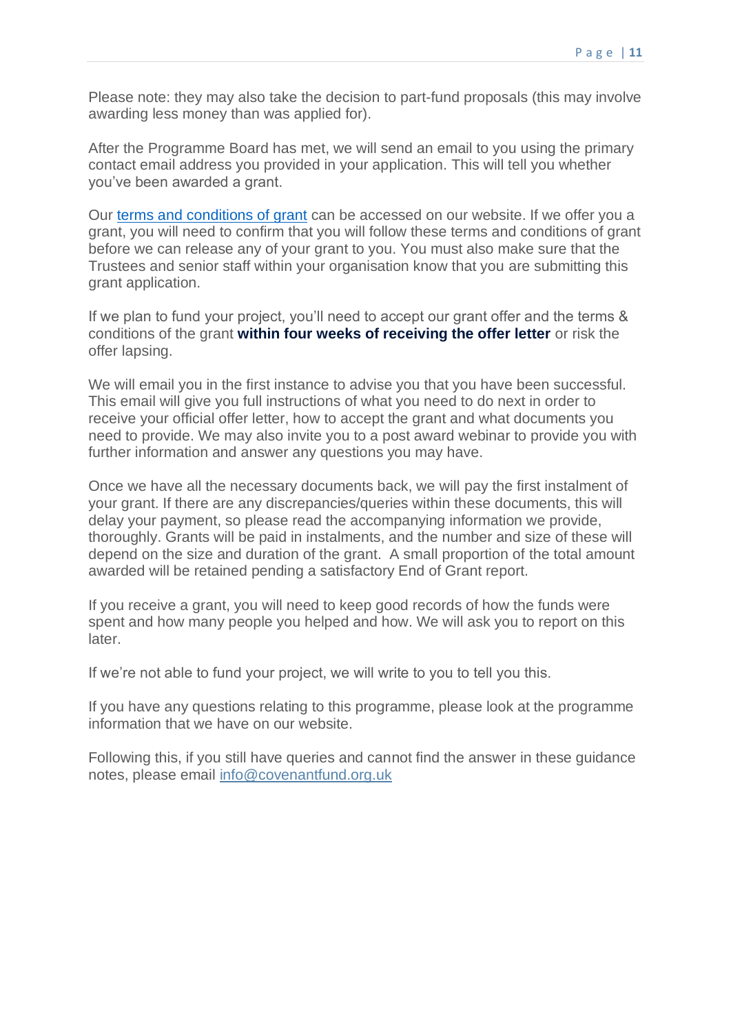Please note: they may also take the decision to part-fund proposals (this may involve awarding less money than was applied for).

After the Programme Board has met, we will send an email to you using the primary contact email address you provided in your application. This will tell you whether you've been awarded a grant.

Our terms and conditions of grant can be accessed on our website. If we offer you a grant, you will need to confirm that you will follow these terms and conditions of grant before we can release any of your grant to you. You must also make sure that the Trustees and senior staff within your organisation know that you are submitting this grant application.

If we plan to fund your project, you'll need to accept our grant offer and the terms & conditions of the grant **within four weeks of receiving the offer letter** or risk the offer lapsing.

We will email you in the first instance to advise you that you have been successful. This email will give you full instructions of what you need to do next in order to receive your official offer letter, how to accept the grant and what documents you need to provide. We may also invite you to a post award webinar to provide you with further information and answer any questions you may have.

Once we have all the necessary documents back, we will pay the first instalment of your grant. If there are any discrepancies/queries within these documents, this will delay your payment, so please read the accompanying information we provide, thoroughly. Grants will be paid in instalments, and the number and size of these will depend on the size and duration of the grant. A small proportion of the total amount awarded will be retained pending a satisfactory End of Grant report.

If you receive a grant, you will need to keep good records of how the funds were spent and how many people you helped and how. We will ask you to report on this later.

If we're not able to fund your project, we will write to you to tell you this.

If you have any questions relating to this programme, please look at the programme information that we have on our website.

Following this, if you still have queries and cannot find the answer in these guidance notes, please email info@covenantfund.org.uk